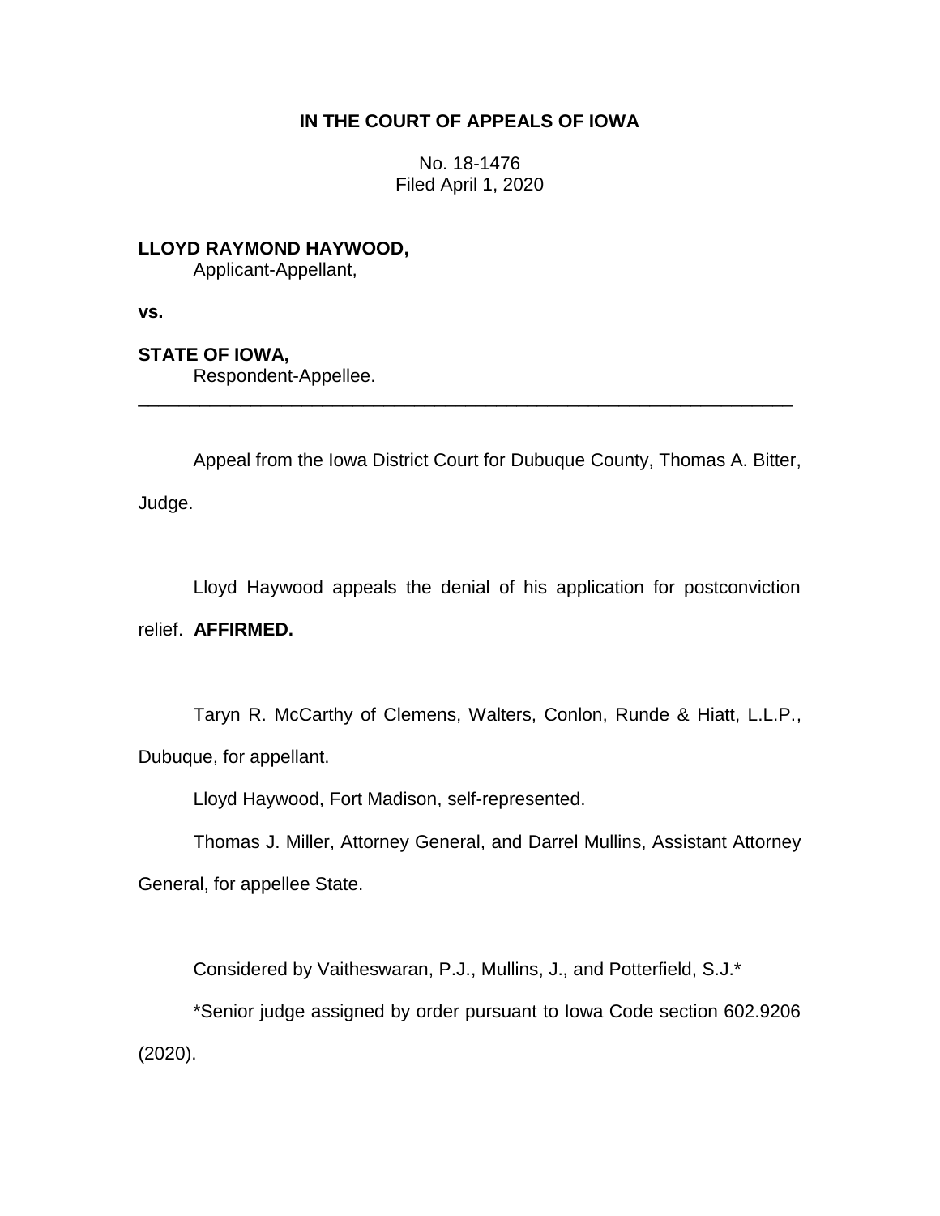# IN THE COURT OF APPEALS OF IOWA

No. 18-1476
Filed April 1, 2020

**LLOYD RAYMOND HAYWOOD,**
Applicant-Appellant,

**vs.**

**STATE OF IOWA,**
Respondent-Appellee.

---

Appeal from the Iowa District Court for Dubuque County, Thomas A. Bitter, Judge.

Lloyd Haywood appeals the denial of his application for postconviction relief. **AFFIRMED.**

Taryn R. McCarthy of Clemens, Walters, Conlon, Runde & Hiatt, L.L.P., Dubuque, for appellant.

Lloyd Haywood, Fort Madison, self-represented.

Thomas J. Miller, Attorney General, and Darrel Mullins, Assistant Attorney General, for appellee State.

Considered by Vaitheswaran, P.J., Mullins, J., and Potterfield, S.J.*

*Senior judge assigned by order pursuant to Iowa Code section 602.9206 (2020).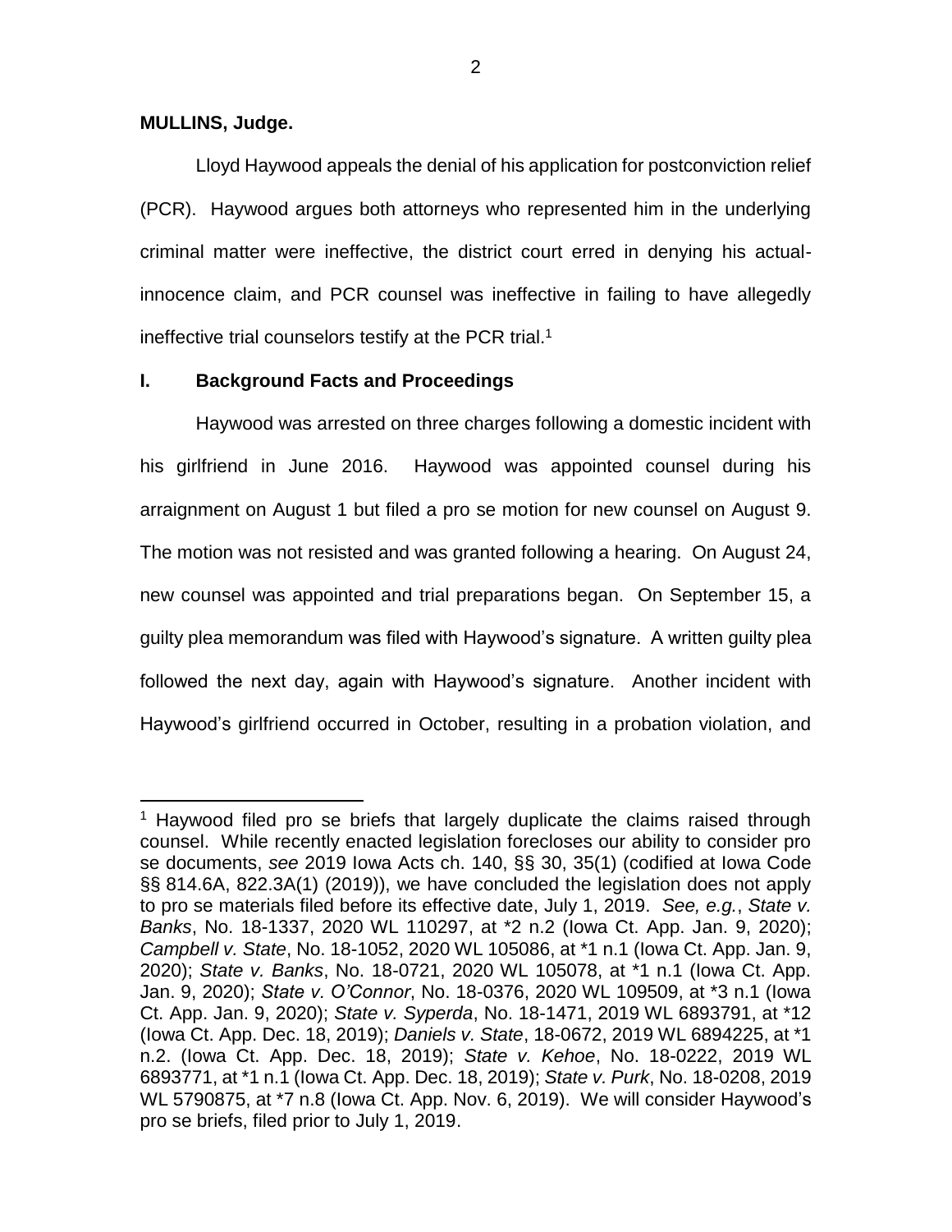**MULLINS, Judge.**

Lloyd Haywood appeals the denial of his application for postconviction relief (PCR). Haywood argues both attorneys who represented him in the underlying criminal matter were ineffective, the district court erred in denying his actual-innocence claim, and PCR counsel was ineffective in failing to have allegedly ineffective trial counselors testify at the PCR trial.[1]

## I. Background Facts and Proceedings

Haywood was arrested on three charges following a domestic incident with his girlfriend in June 2016. Haywood was appointed counsel during his arraignment on August 1 but filed a pro se motion for new counsel on August 9. The motion was not resisted and was granted following a hearing. On August 24, new counsel was appointed and trial preparations began. On September 15, a guilty plea memorandum was filed with Haywood's signature. A written guilty plea followed the next day, again with Haywood's signature. Another incident with Haywood's girlfriend occurred in October, resulting in a probation violation, and

[1] Haywood filed pro se briefs that largely duplicate the claims raised through counsel. While recently enacted legislation forecloses our ability to consider pro se documents, *see* 2019 Iowa Acts ch. 140, §§ 30, 35(1) (codified at Iowa Code §§ 814.6A, 822.3A(1) (2019)), we have concluded the legislation does not apply to pro se materials filed before its effective date, July 1, 2019. *See, e.g.*, *State v. Banks*, No. 18-1337, 2020 WL 110297, at *2 n.2 (Iowa Ct. App. Jan. 9, 2020); *Campbell v. State*, No. 18-1052, 2020 WL 105086, at *1 n.1 (Iowa Ct. App. Jan. 9, 2020); *State v. Banks*, No. 18-0721, 2020 WL 105078, at *1 n.1 (Iowa Ct. App. Jan. 9, 2020); *State v. O'Connor*, No. 18-0376, 2020 WL 109509, at *3 n.1 (Iowa Ct. App. Jan. 9, 2020); *State v. Syperda*, No. 18-1471, 2019 WL 6893791, at *12 (Iowa Ct. App. Dec. 18, 2019); *Daniels v. State*, 18-0672, 2019 WL 6894225, at *1 n.2. (Iowa Ct. App. Dec. 18, 2019); *State v. Kehoe*, No. 18-0222, 2019 WL 6893771, at *1 n.1 (Iowa Ct. App. Dec. 18, 2019); *State v. Purk*, No. 18-0208, 2019 WL 5790875, at *7 n.8 (Iowa Ct. App. Nov. 6, 2019). We will consider Haywood's pro se briefs, filed prior to July 1, 2019.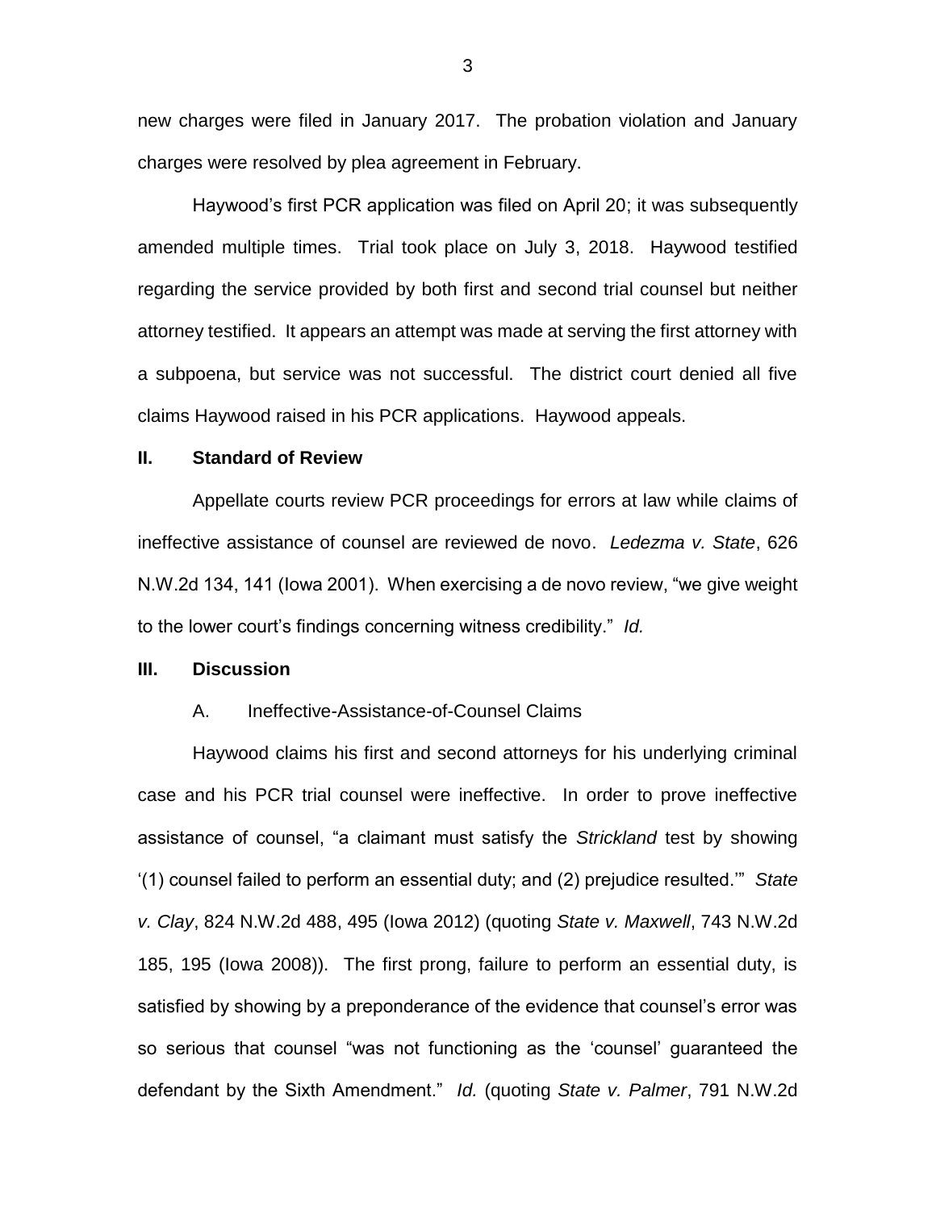new charges were filed in January 2017. The probation violation and January charges were resolved by plea agreement in February.

Haywood's first PCR application was filed on April 20; it was subsequently amended multiple times. Trial took place on July 3, 2018. Haywood testified regarding the service provided by both first and second trial counsel but neither attorney testified. It appears an attempt was made at serving the first attorney with a subpoena, but service was not successful. The district court denied all five claims Haywood raised in his PCR applications. Haywood appeals.

## II. Standard of Review

Appellate courts review PCR proceedings for errors at law while claims of ineffective assistance of counsel are reviewed de novo. *Ledezma v. State*, 626 N.W.2d 134, 141 (Iowa 2001). When exercising a de novo review, "we give weight to the lower court's findings concerning witness credibility." *Id.*

## III. Discussion

### A. Ineffective-Assistance-of-Counsel Claims

Haywood claims his first and second attorneys for his underlying criminal case and his PCR trial counsel were ineffective. In order to prove ineffective assistance of counsel, "a claimant must satisfy the *Strickland* test by showing '(1) counsel failed to perform an essential duty; and (2) prejudice resulted.'" *State v. Clay*, 824 N.W.2d 488, 495 (Iowa 2012) (quoting *State v. Maxwell*, 743 N.W.2d 185, 195 (Iowa 2008)). The first prong, failure to perform an essential duty, is satisfied by showing by a preponderance of the evidence that counsel's error was so serious that counsel "was not functioning as the 'counsel' guaranteed the defendant by the Sixth Amendment." *Id.* (quoting *State v. Palmer*, 791 N.W.2d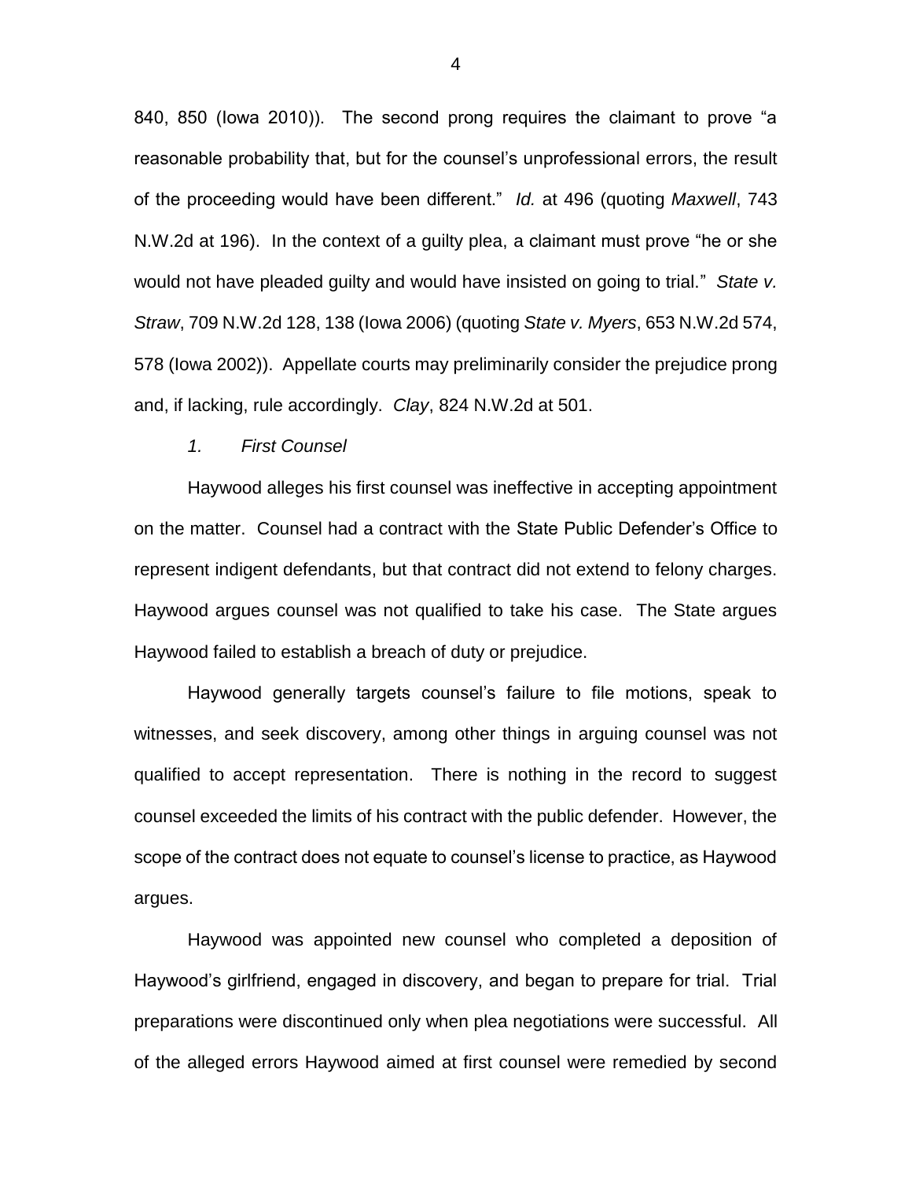840, 850 (Iowa 2010)). The second prong requires the claimant to prove "a reasonable probability that, but for the counsel's unprofessional errors, the result of the proceeding would have been different." *Id.* at 496 (quoting *Maxwell*, 743 N.W.2d at 196). In the context of a guilty plea, a claimant must prove "he or she would not have pleaded guilty and would have insisted on going to trial." *State v. Straw*, 709 N.W.2d 128, 138 (Iowa 2006) (quoting *State v. Myers*, 653 N.W.2d 574, 578 (Iowa 2002)). Appellate courts may preliminarily consider the prejudice prong and, if lacking, rule accordingly. *Clay*, 824 N.W.2d at 501.

*1. First Counsel*

Haywood alleges his first counsel was ineffective in accepting appointment on the matter. Counsel had a contract with the State Public Defender's Office to represent indigent defendants, but that contract did not extend to felony charges. Haywood argues counsel was not qualified to take his case. The State argues Haywood failed to establish a breach of duty or prejudice.

Haywood generally targets counsel's failure to file motions, speak to witnesses, and seek discovery, among other things in arguing counsel was not qualified to accept representation. There is nothing in the record to suggest counsel exceeded the limits of his contract with the public defender. However, the scope of the contract does not equate to counsel's license to practice, as Haywood argues.

Haywood was appointed new counsel who completed a deposition of Haywood's girlfriend, engaged in discovery, and began to prepare for trial. Trial preparations were discontinued only when plea negotiations were successful. All of the alleged errors Haywood aimed at first counsel were remedied by second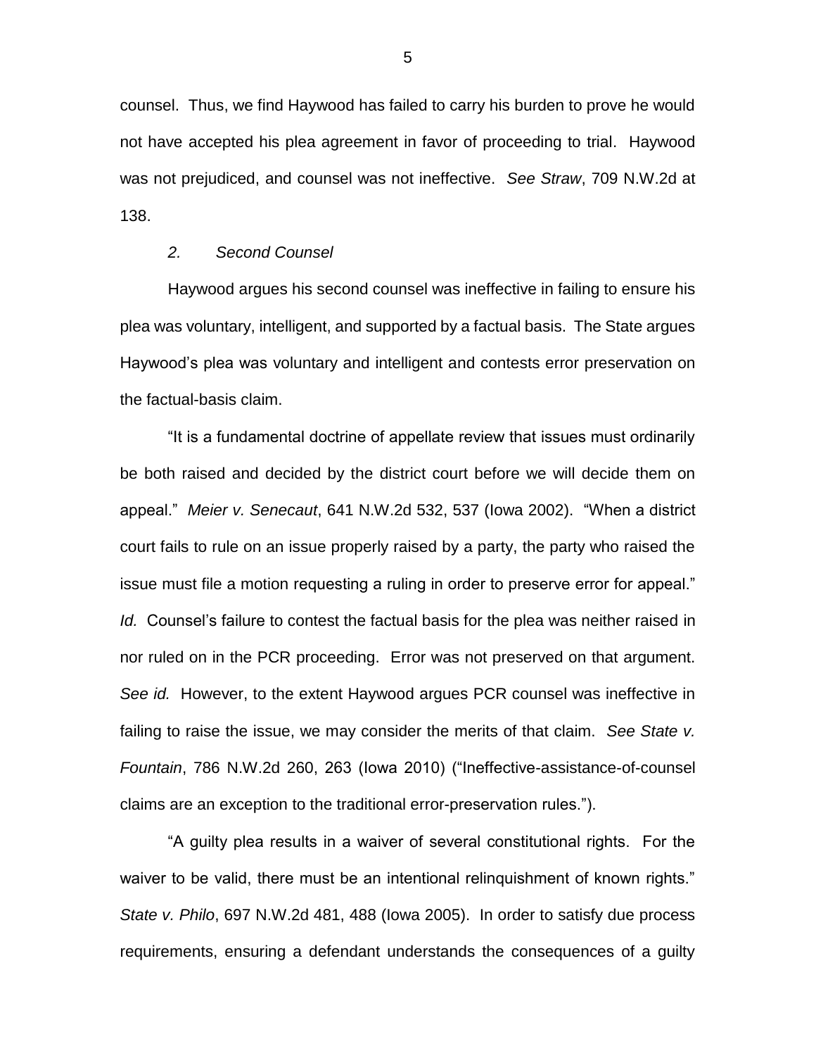counsel. Thus, we find Haywood has failed to carry his burden to prove he would not have accepted his plea agreement in favor of proceeding to trial. Haywood was not prejudiced, and counsel was not ineffective. *See Straw*, 709 N.W.2d at 138.

*2. Second Counsel*

Haywood argues his second counsel was ineffective in failing to ensure his plea was voluntary, intelligent, and supported by a factual basis. The State argues Haywood's plea was voluntary and intelligent and contests error preservation on the factual-basis claim.

"It is a fundamental doctrine of appellate review that issues must ordinarily be both raised and decided by the district court before we will decide them on appeal." *Meier v. Senecaut*, 641 N.W.2d 532, 537 (Iowa 2002). "When a district court fails to rule on an issue properly raised by a party, the party who raised the issue must file a motion requesting a ruling in order to preserve error for appeal." *Id.* Counsel's failure to contest the factual basis for the plea was neither raised in nor ruled on in the PCR proceeding. Error was not preserved on that argument. *See id.* However, to the extent Haywood argues PCR counsel was ineffective in failing to raise the issue, we may consider the merits of that claim. *See State v. Fountain*, 786 N.W.2d 260, 263 (Iowa 2010) ("Ineffective-assistance-of-counsel claims are an exception to the traditional error-preservation rules.").

"A guilty plea results in a waiver of several constitutional rights. For the waiver to be valid, there must be an intentional relinquishment of known rights." *State v. Philo*, 697 N.W.2d 481, 488 (Iowa 2005). In order to satisfy due process requirements, ensuring a defendant understands the consequences of a guilty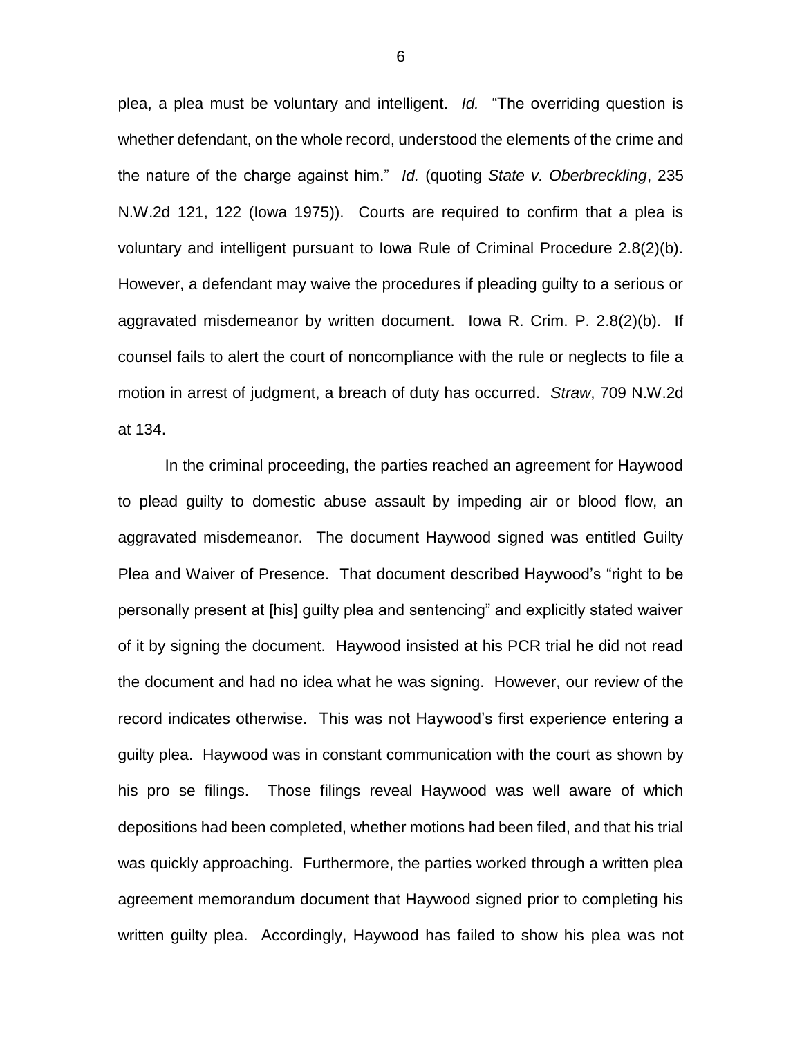plea, a plea must be voluntary and intelligent. *Id.* "The overriding question is whether defendant, on the whole record, understood the elements of the crime and the nature of the charge against him." *Id.* (quoting *State v. Oberbreckling*, 235 N.W.2d 121, 122 (Iowa 1975)). Courts are required to confirm that a plea is voluntary and intelligent pursuant to Iowa Rule of Criminal Procedure 2.8(2)(b). However, a defendant may waive the procedures if pleading guilty to a serious or aggravated misdemeanor by written document. Iowa R. Crim. P. 2.8(2)(b). If counsel fails to alert the court of noncompliance with the rule or neglects to file a motion in arrest of judgment, a breach of duty has occurred. *Straw*, 709 N.W.2d at 134.

In the criminal proceeding, the parties reached an agreement for Haywood to plead guilty to domestic abuse assault by impeding air or blood flow, an aggravated misdemeanor. The document Haywood signed was entitled Guilty Plea and Waiver of Presence. That document described Haywood's "right to be personally present at [his] guilty plea and sentencing" and explicitly stated waiver of it by signing the document. Haywood insisted at his PCR trial he did not read the document and had no idea what he was signing. However, our review of the record indicates otherwise. This was not Haywood's first experience entering a guilty plea. Haywood was in constant communication with the court as shown by his pro se filings. Those filings reveal Haywood was well aware of which depositions had been completed, whether motions had been filed, and that his trial was quickly approaching. Furthermore, the parties worked through a written plea agreement memorandum document that Haywood signed prior to completing his written guilty plea. Accordingly, Haywood has failed to show his plea was not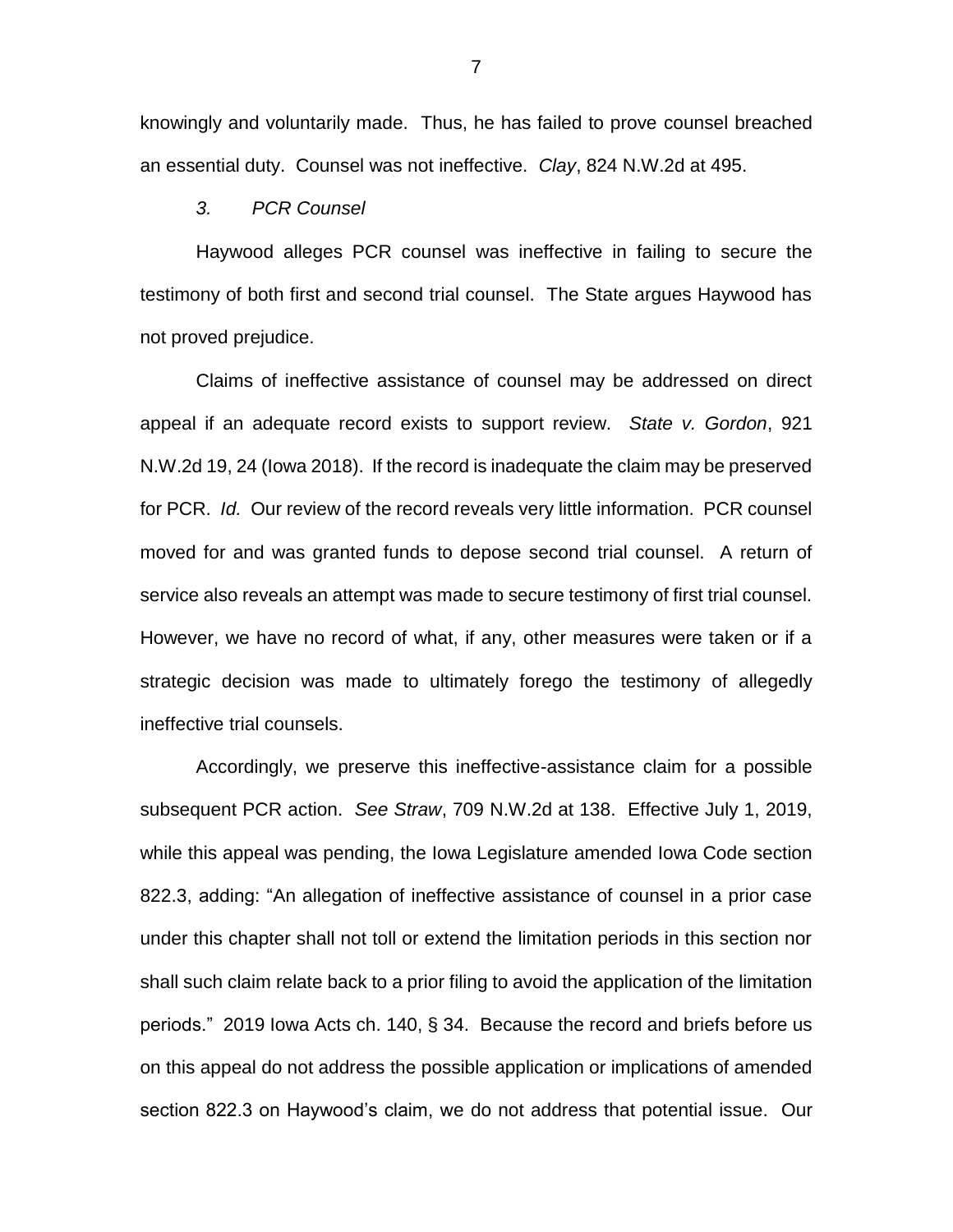knowingly and voluntarily made. Thus, he has failed to prove counsel breached an essential duty. Counsel was not ineffective. *Clay*, 824 N.W.2d at 495.

*3. PCR Counsel*

Haywood alleges PCR counsel was ineffective in failing to secure the testimony of both first and second trial counsel. The State argues Haywood has not proved prejudice.

Claims of ineffective assistance of counsel may be addressed on direct appeal if an adequate record exists to support review. *State v. Gordon*, 921 N.W.2d 19, 24 (Iowa 2018). If the record is inadequate the claim may be preserved for PCR. *Id.* Our review of the record reveals very little information. PCR counsel moved for and was granted funds to depose second trial counsel. A return of service also reveals an attempt was made to secure testimony of first trial counsel. However, we have no record of what, if any, other measures were taken or if a strategic decision was made to ultimately forego the testimony of allegedly ineffective trial counsels.

Accordingly, we preserve this ineffective-assistance claim for a possible subsequent PCR action. *See Straw*, 709 N.W.2d at 138. Effective July 1, 2019, while this appeal was pending, the Iowa Legislature amended Iowa Code section 822.3, adding: "An allegation of ineffective assistance of counsel in a prior case under this chapter shall not toll or extend the limitation periods in this section nor shall such claim relate back to a prior filing to avoid the application of the limitation periods." 2019 Iowa Acts ch. 140, § 34. Because the record and briefs before us on this appeal do not address the possible application or implications of amended section 822.3 on Haywood's claim, we do not address that potential issue. Our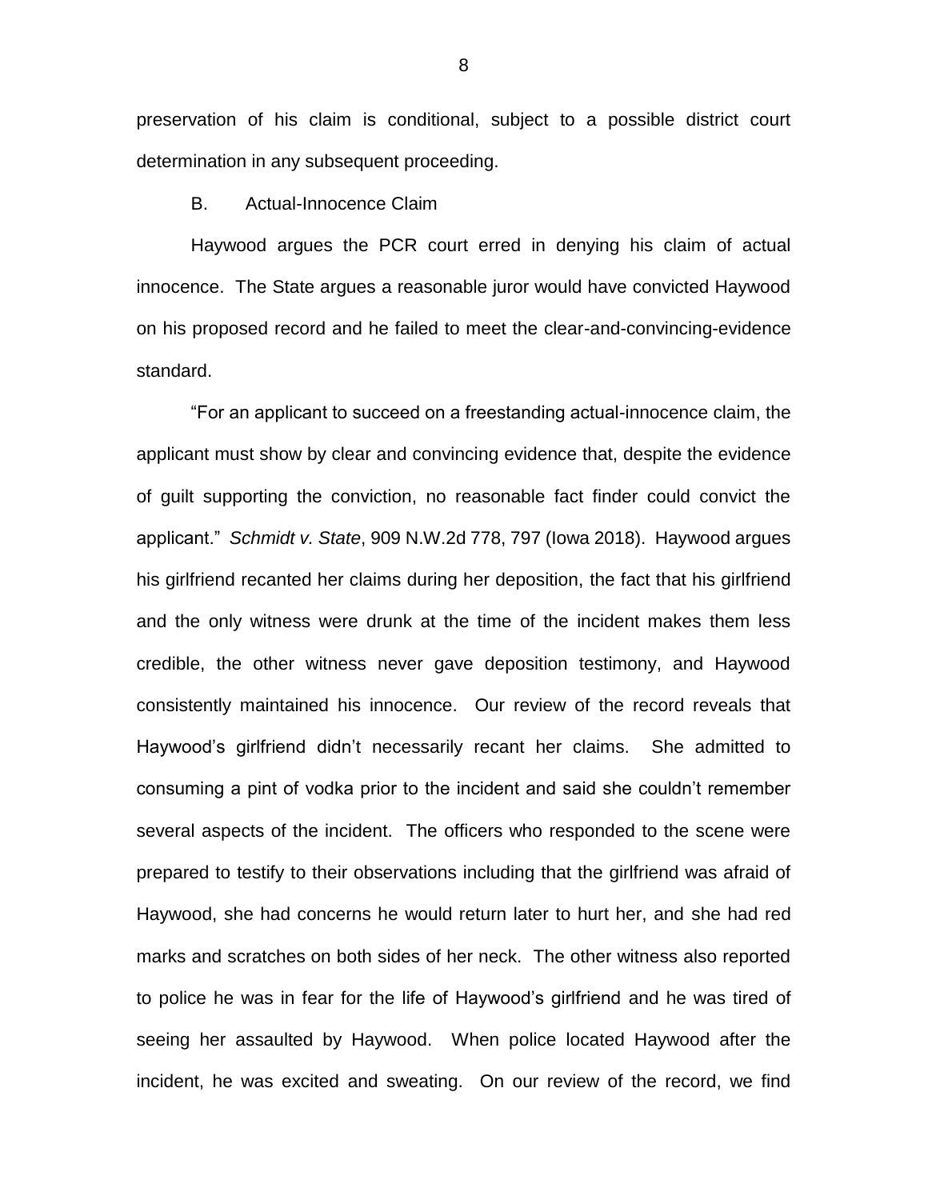preservation of his claim is conditional, subject to a possible district court determination in any subsequent proceeding.

B. Actual-Innocence Claim

Haywood argues the PCR court erred in denying his claim of actual innocence. The State argues a reasonable juror would have convicted Haywood on his proposed record and he failed to meet the clear-and-convincing-evidence standard.

"For an applicant to succeed on a freestanding actual-innocence claim, the applicant must show by clear and convincing evidence that, despite the evidence of guilt supporting the conviction, no reasonable fact finder could convict the applicant." *Schmidt v. State*, 909 N.W.2d 778, 797 (Iowa 2018). Haywood argues his girlfriend recanted her claims during her deposition, the fact that his girlfriend and the only witness were drunk at the time of the incident makes them less credible, the other witness never gave deposition testimony, and Haywood consistently maintained his innocence. Our review of the record reveals that Haywood's girlfriend didn't necessarily recant her claims. She admitted to consuming a pint of vodka prior to the incident and said she couldn't remember several aspects of the incident. The officers who responded to the scene were prepared to testify to their observations including that the girlfriend was afraid of Haywood, she had concerns he would return later to hurt her, and she had red marks and scratches on both sides of her neck. The other witness also reported to police he was in fear for the life of Haywood's girlfriend and he was tired of seeing her assaulted by Haywood. When police located Haywood after the incident, he was excited and sweating. On our review of the record, we find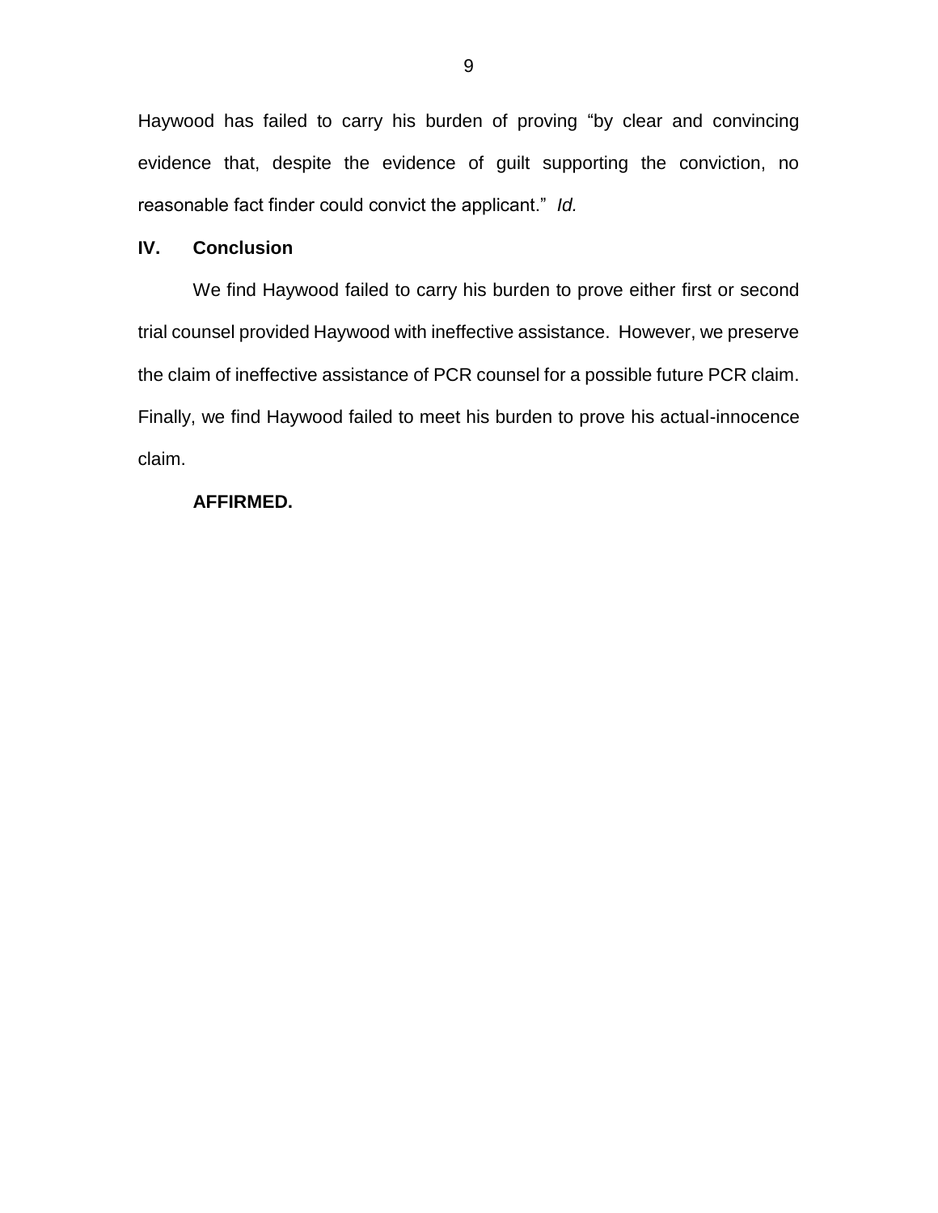Haywood has failed to carry his burden of proving "by clear and convincing evidence that, despite the evidence of guilt supporting the conviction, no reasonable fact finder could convict the applicant." *Id.*

## IV. Conclusion

We find Haywood failed to carry his burden to prove either first or second trial counsel provided Haywood with ineffective assistance. However, we preserve the claim of ineffective assistance of PCR counsel for a possible future PCR claim. Finally, we find Haywood failed to meet his burden to prove his actual-innocence claim.

**AFFIRMED.**